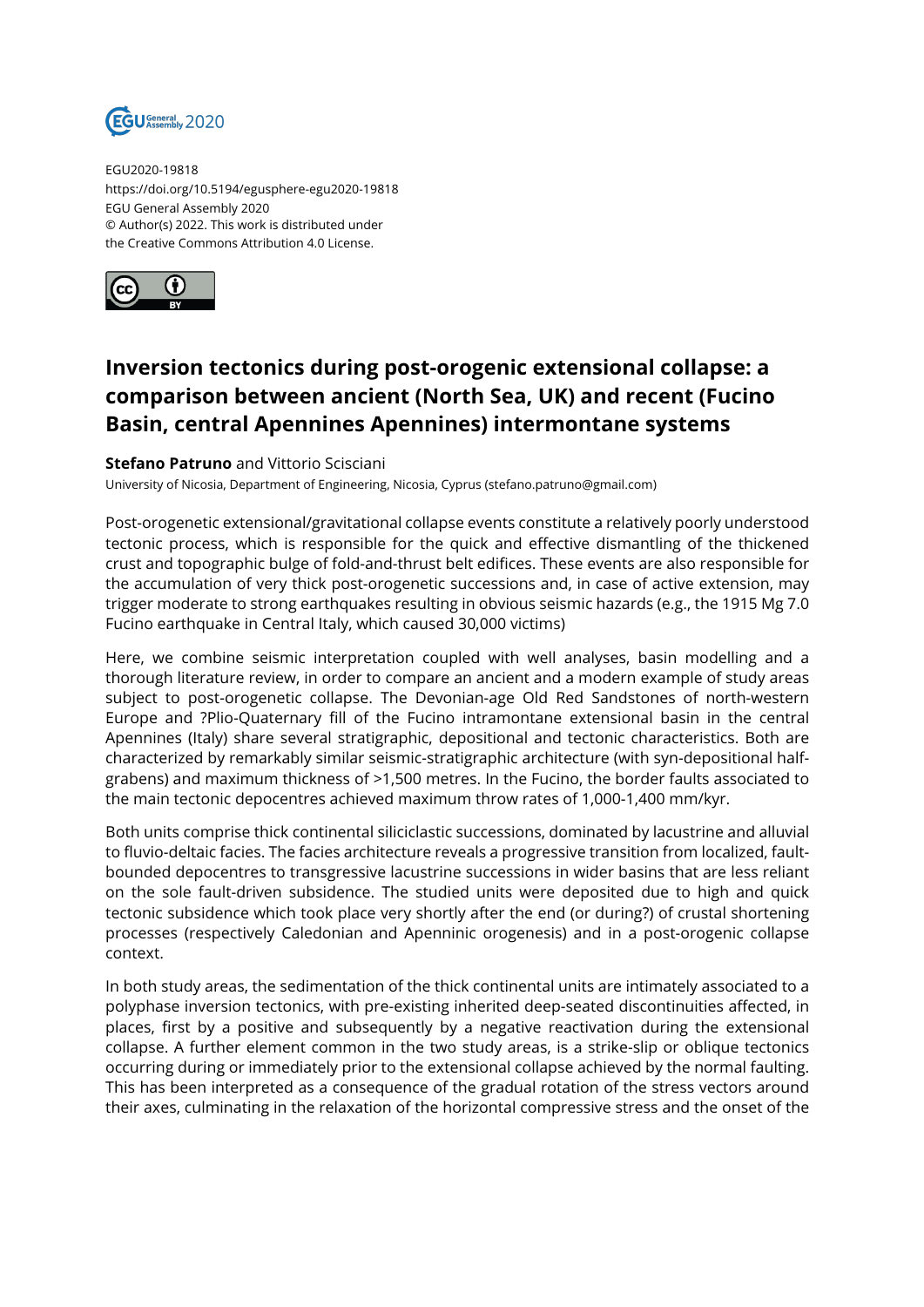EGU2020-19818
https://doi.org/10.5194/egusphere-egu2020-19818
EGU General Assembly 2020
© Author(s) 2022. This work is distributed under
the Creative Commons Attribution 4.0 License.

# Inversion tectonics during post-orogenic extensional collapse: a comparison between ancient (North Sea, UK) and recent (Fucino Basin, central Apennines Apennines) intermontane systems

**Stefano Patruno** and Vittorio Scisciani

University of Nicosia, Department of Engineering, Nicosia, Cyprus (stefano.patruno@gmail.com)

Post-orogenetic extensional/gravitational collapse events constitute a relatively poorly understood tectonic process, which is responsible for the quick and effective dismantling of the thickened crust and topographic bulge of fold-and-thrust belt edifices. These events are also responsible for the accumulation of very thick post-orogenetic successions and, in case of active extension, may trigger moderate to strong earthquakes resulting in obvious seismic hazards (e.g., the 1915 Mg 7.0 Fucino earthquake in Central Italy, which caused 30,000 victims)

Here, we combine seismic interpretation coupled with well analyses, basin modelling and a thorough literature review, in order to compare an ancient and a modern example of study areas subject to post-orogenetic collapse. The Devonian-age Old Red Sandstones of north-western Europe and ?Plio-Quaternary fill of the Fucino intramontane extensional basin in the central Apennines (Italy) share several stratigraphic, depositional and tectonic characteristics. Both are characterized by remarkably similar seismic-stratigraphic architecture (with syn-depositional half-grabens) and maximum thickness of >1,500 metres. In the Fucino, the border faults associated to the main tectonic depocentres achieved maximum throw rates of 1,000-1,400 mm/kyr.

Both units comprise thick continental siliciclastic successions, dominated by lacustrine and alluvial to fluvio-deltaic facies. The facies architecture reveals a progressive transition from localized, fault-bounded depocentres to transgressive lacustrine successions in wider basins that are less reliant on the sole fault-driven subsidence. The studied units were deposited due to high and quick tectonic subsidence which took place very shortly after the end (or during?) of crustal shortening processes (respectively Caledonian and Apenninic orogenesis) and in a post-orogenic collapse context.

In both study areas, the sedimentation of the thick continental units are intimately associated to a polyphase inversion tectonics, with pre-existing inherited deep-seated discontinuities affected, in places, first by a positive and subsequently by a negative reactivation during the extensional collapse. A further element common in the two study areas, is a strike-slip or oblique tectonics occurring during or immediately prior to the extensional collapse achieved by the normal faulting. This has been interpreted as a consequence of the gradual rotation of the stress vectors around their axes, culminating in the relaxation of the horizontal compressive stress and the onset of the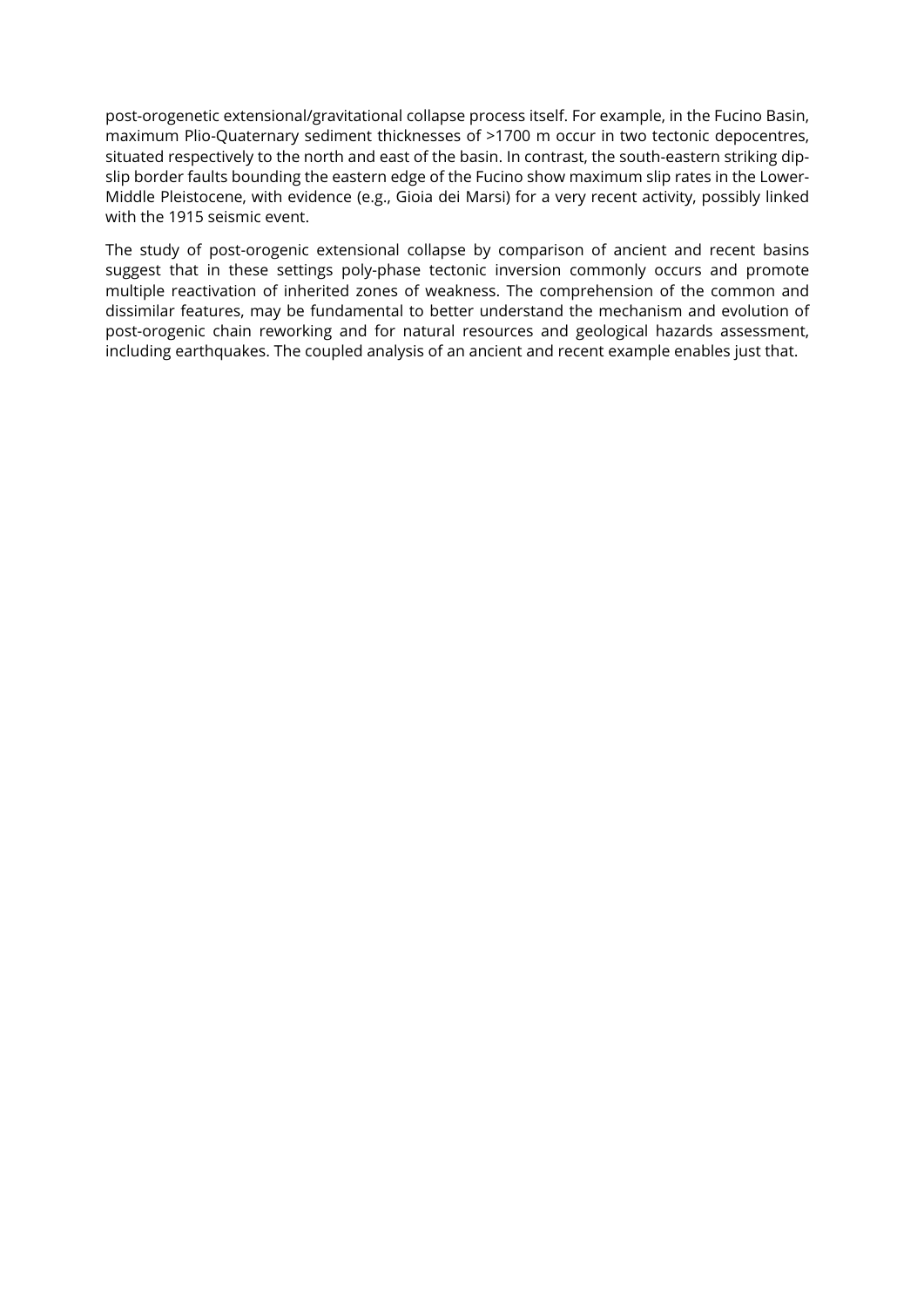post-orogenetic extensional/gravitational collapse process itself. For example, in the Fucino Basin, maximum Plio-Quaternary sediment thicknesses of >1700 m occur in two tectonic depocentres, situated respectively to the north and east of the basin. In contrast, the south-eastern striking dip-slip border faults bounding the eastern edge of the Fucino show maximum slip rates in the Lower-Middle Pleistocene, with evidence (e.g., Gioia dei Marsi) for a very recent activity, possibly linked with the 1915 seismic event.

The study of post-orogenic extensional collapse by comparison of ancient and recent basins suggest that in these settings poly-phase tectonic inversion commonly occurs and promote multiple reactivation of inherited zones of weakness. The comprehension of the common and dissimilar features, may be fundamental to better understand the mechanism and evolution of post-orogenic chain reworking and for natural resources and geological hazards assessment, including earthquakes. The coupled analysis of an ancient and recent example enables just that.